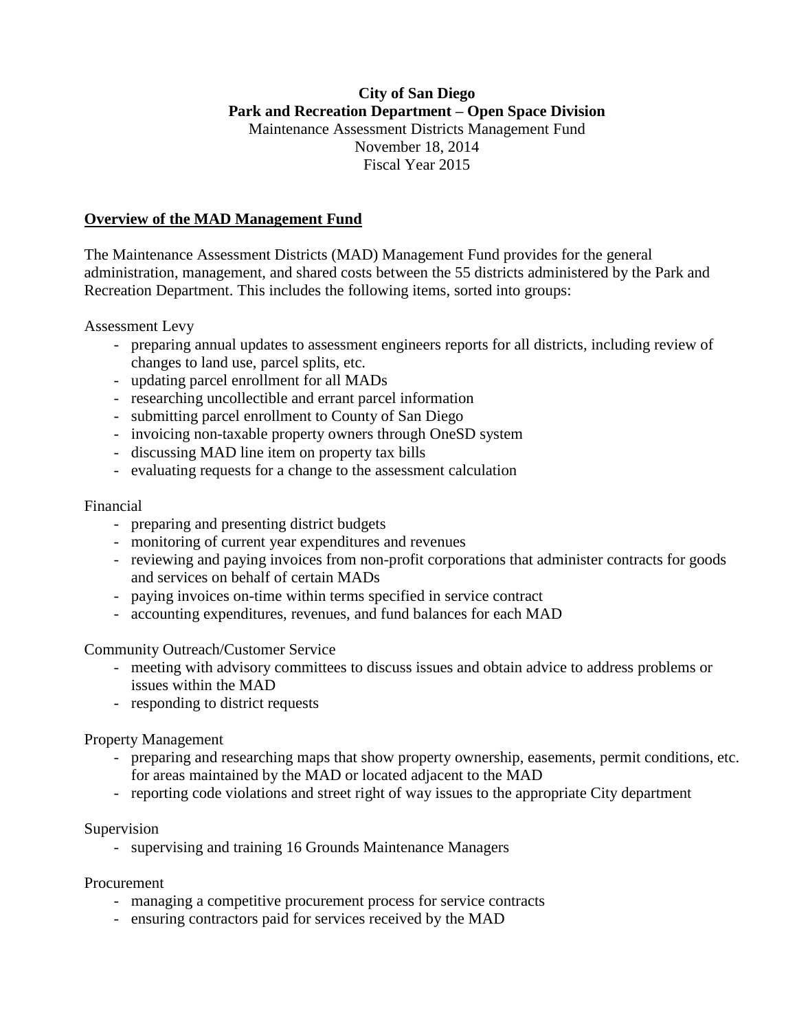**City of San Diego**
**Park and Recreation Department – Open Space Division**
Maintenance Assessment Districts Management Fund
November 18, 2014
Fiscal Year 2015

## Overview of the MAD Management Fund

The Maintenance Assessment Districts (MAD) Management Fund provides for the general administration, management, and shared costs between the 55 districts administered by the Park and Recreation Department. This includes the following items, sorted into groups:

Assessment Levy

- preparing annual updates to assessment engineers reports for all districts, including review of changes to land use, parcel splits, etc.
- updating parcel enrollment for all MADs
- researching uncollectible and errant parcel information
- submitting parcel enrollment to County of San Diego
- invoicing non-taxable property owners through OneSD system
- discussing MAD line item on property tax bills
- evaluating requests for a change to the assessment calculation

Financial

- preparing and presenting district budgets
- monitoring of current year expenditures and revenues
- reviewing and paying invoices from non-profit corporations that administer contracts for goods and services on behalf of certain MADs
- paying invoices on-time within terms specified in service contract
- accounting expenditures, revenues, and fund balances for each MAD

Community Outreach/Customer Service

- meeting with advisory committees to discuss issues and obtain advice to address problems or issues within the MAD
- responding to district requests

Property Management

- preparing and researching maps that show property ownership, easements, permit conditions, etc. for areas maintained by the MAD or located adjacent to the MAD
- reporting code violations and street right of way issues to the appropriate City department

Supervision

- supervising and training 16 Grounds Maintenance Managers

Procurement

- managing a competitive procurement process for service contracts
- ensuring contractors paid for services received by the MAD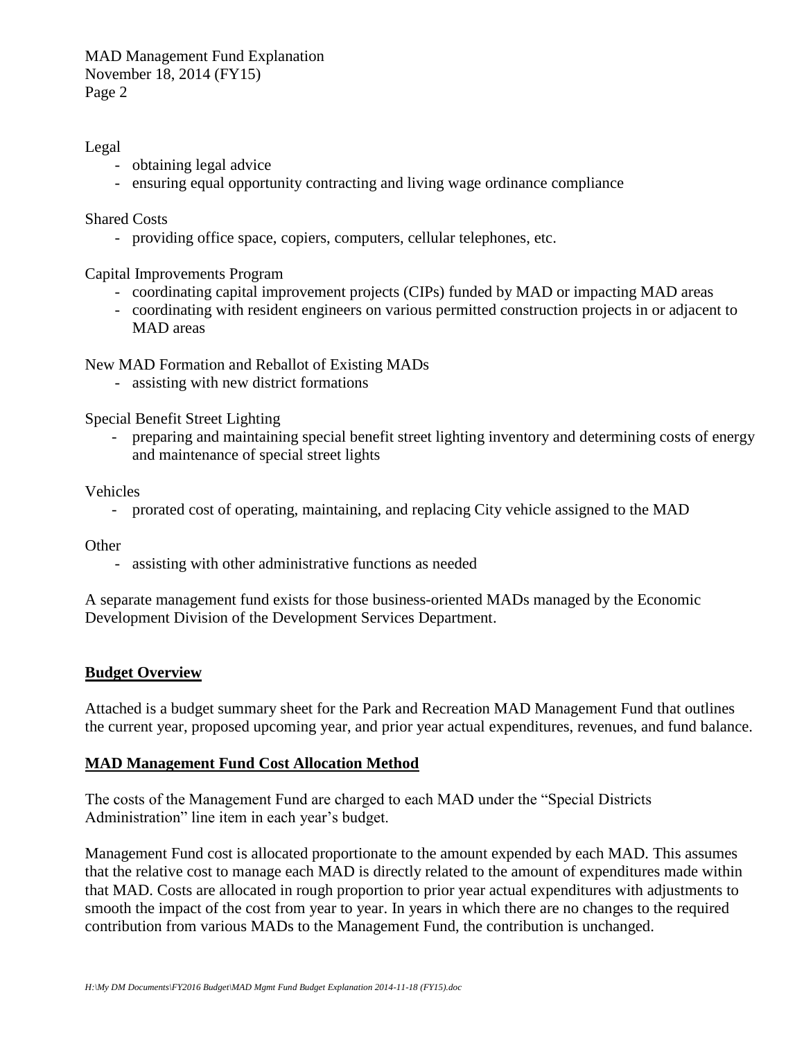Legal

- obtaining legal advice
- ensuring equal opportunity contracting and living wage ordinance compliance

Shared Costs

- providing office space, copiers, computers, cellular telephones, etc.

Capital Improvements Program

- coordinating capital improvement projects (CIPs) funded by MAD or impacting MAD areas
- coordinating with resident engineers on various permitted construction projects in or adjacent to MAD areas

New MAD Formation and Reballot of Existing MADs

- assisting with new district formations

Special Benefit Street Lighting

- preparing and maintaining special benefit street lighting inventory and determining costs of energy and maintenance of special street lights

Vehicles

- prorated cost of operating, maintaining, and replacing City vehicle assigned to the MAD

Other

- assisting with other administrative functions as needed

A separate management fund exists for those business-oriented MADs managed by the Economic Development Division of the Development Services Department.

## Budget Overview

Attached is a budget summary sheet for the Park and Recreation MAD Management Fund that outlines the current year, proposed upcoming year, and prior year actual expenditures, revenues, and fund balance.

## MAD Management Fund Cost Allocation Method

The costs of the Management Fund are charged to each MAD under the "Special Districts Administration" line item in each year's budget.

Management Fund cost is allocated proportionate to the amount expended by each MAD. This assumes that the relative cost to manage each MAD is directly related to the amount of expenditures made within that MAD. Costs are allocated in rough proportion to prior year actual expenditures with adjustments to smooth the impact of the cost from year to year. In years in which there are no changes to the required contribution from various MADs to the Management Fund, the contribution is unchanged.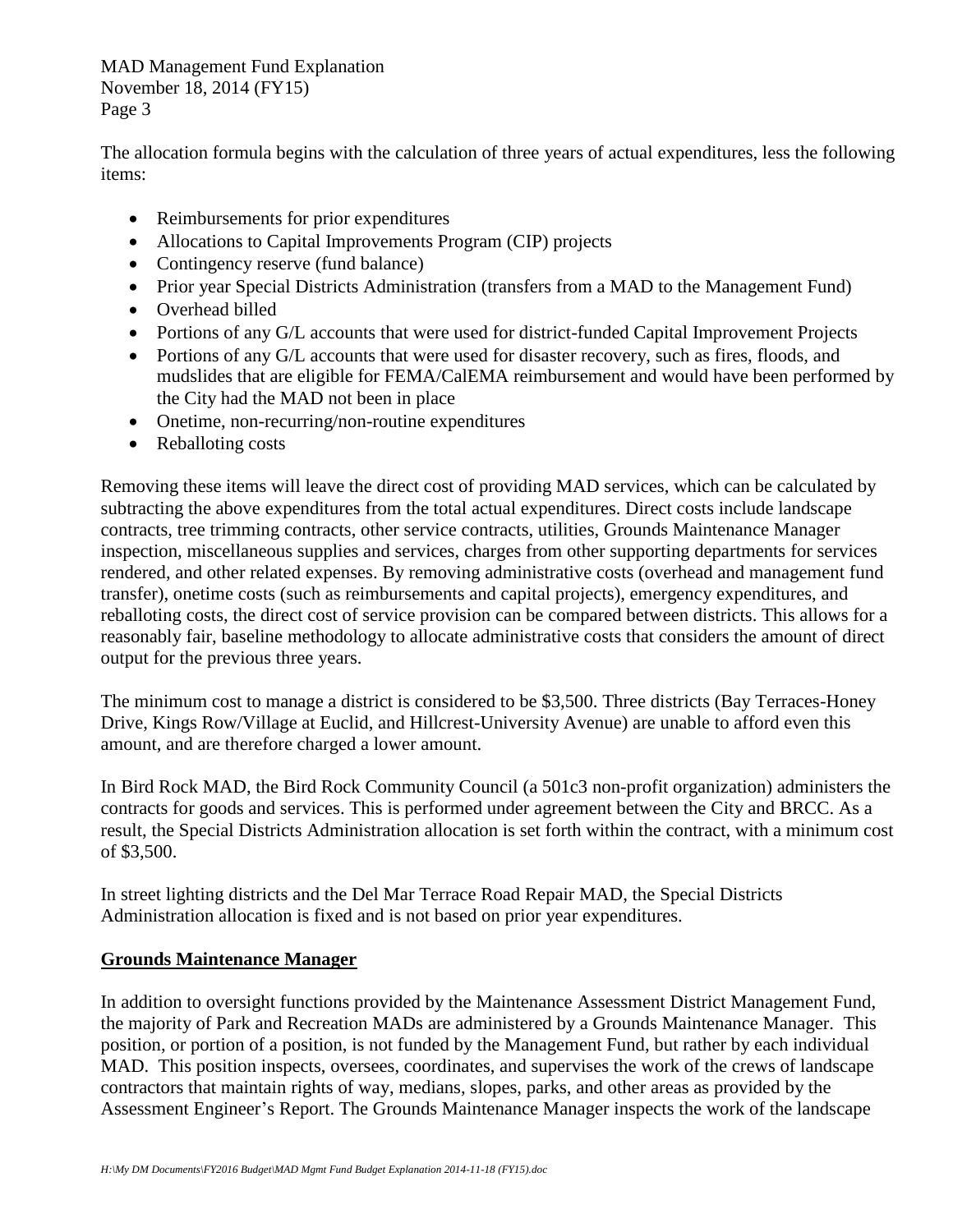The allocation formula begins with the calculation of three years of actual expenditures, less the following items:

- Reimbursements for prior expenditures
- Allocations to Capital Improvements Program (CIP) projects
- Contingency reserve (fund balance)
- Prior year Special Districts Administration (transfers from a MAD to the Management Fund)
- Overhead billed
- Portions of any G/L accounts that were used for district-funded Capital Improvement Projects
- Portions of any G/L accounts that were used for disaster recovery, such as fires, floods, and mudslides that are eligible for FEMA/CalEMA reimbursement and would have been performed by the City had the MAD not been in place
- Onetime, non-recurring/non-routine expenditures
- Reballoting costs

Removing these items will leave the direct cost of providing MAD services, which can be calculated by subtracting the above expenditures from the total actual expenditures. Direct costs include landscape contracts, tree trimming contracts, other service contracts, utilities, Grounds Maintenance Manager inspection, miscellaneous supplies and services, charges from other supporting departments for services rendered, and other related expenses. By removing administrative costs (overhead and management fund transfer), onetime costs (such as reimbursements and capital projects), emergency expenditures, and reballoting costs, the direct cost of service provision can be compared between districts. This allows for a reasonably fair, baseline methodology to allocate administrative costs that considers the amount of direct output for the previous three years.

The minimum cost to manage a district is considered to be $3,500. Three districts (Bay Terraces-Honey Drive, Kings Row/Village at Euclid, and Hillcrest-University Avenue) are unable to afford even this amount, and are therefore charged a lower amount.

In Bird Rock MAD, the Bird Rock Community Council (a 501c3 non-profit organization) administers the contracts for goods and services. This is performed under agreement between the City and BRCC. As a result, the Special Districts Administration allocation is set forth within the contract, with a minimum cost of $3,500.

In street lighting districts and the Del Mar Terrace Road Repair MAD, the Special Districts Administration allocation is fixed and is not based on prior year expenditures.

## Grounds Maintenance Manager

In addition to oversight functions provided by the Maintenance Assessment District Management Fund, the majority of Park and Recreation MADs are administered by a Grounds Maintenance Manager. This position, or portion of a position, is not funded by the Management Fund, but rather by each individual MAD. This position inspects, oversees, coordinates, and supervises the work of the crews of landscape contractors that maintain rights of way, medians, slopes, parks, and other areas as provided by the Assessment Engineer's Report. The Grounds Maintenance Manager inspects the work of the landscape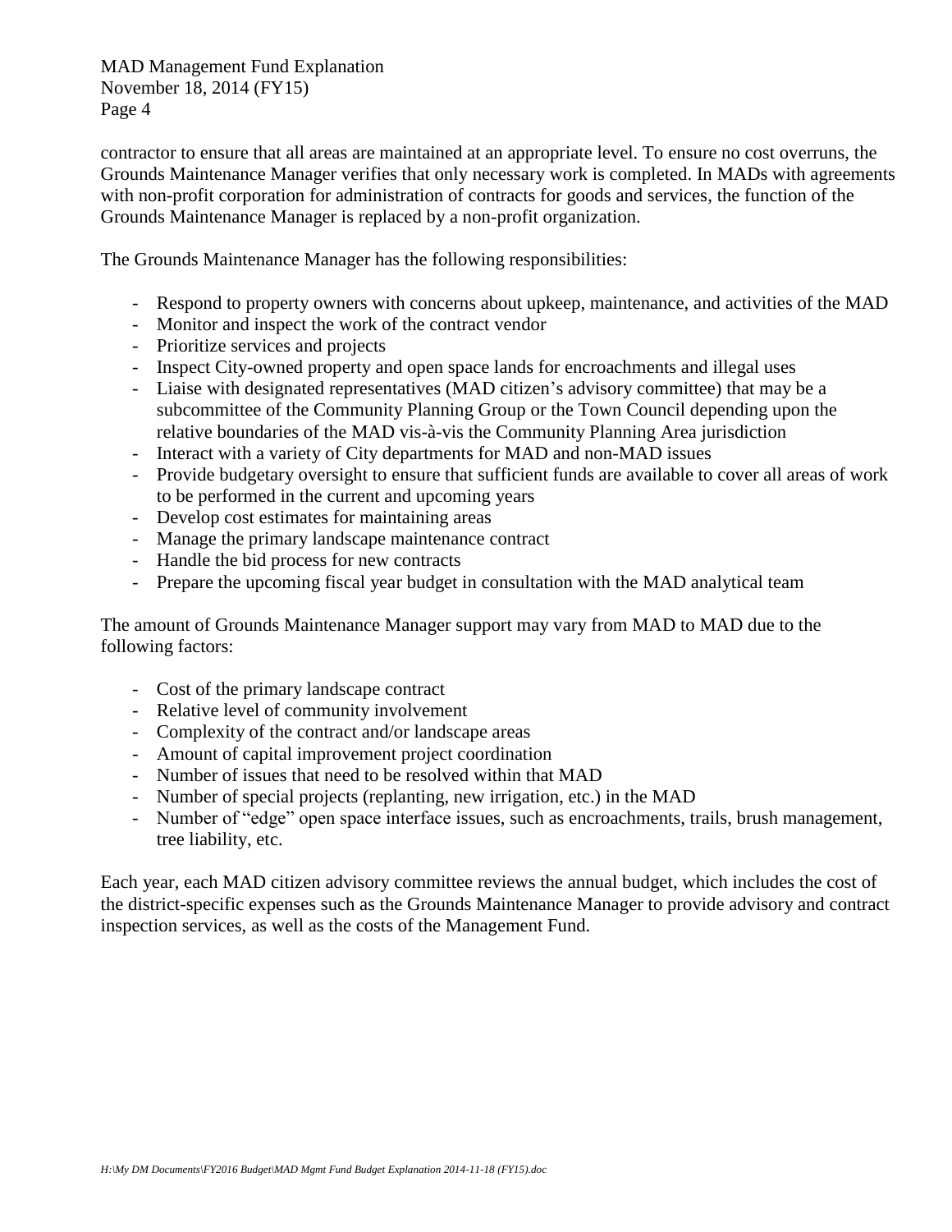contractor to ensure that all areas are maintained at an appropriate level. To ensure no cost overruns, the Grounds Maintenance Manager verifies that only necessary work is completed. In MADs with agreements with non-profit corporation for administration of contracts for goods and services, the function of the Grounds Maintenance Manager is replaced by a non-profit organization.

The Grounds Maintenance Manager has the following responsibilities:

- Respond to property owners with concerns about upkeep, maintenance, and activities of the MAD
- Monitor and inspect the work of the contract vendor
- Prioritize services and projects
- Inspect City-owned property and open space lands for encroachments and illegal uses
- Liaise with designated representatives (MAD citizen's advisory committee) that may be a subcommittee of the Community Planning Group or the Town Council depending upon the relative boundaries of the MAD vis-à-vis the Community Planning Area jurisdiction
- Interact with a variety of City departments for MAD and non-MAD issues
- Provide budgetary oversight to ensure that sufficient funds are available to cover all areas of work to be performed in the current and upcoming years
- Develop cost estimates for maintaining areas
- Manage the primary landscape maintenance contract
- Handle the bid process for new contracts
- Prepare the upcoming fiscal year budget in consultation with the MAD analytical team

The amount of Grounds Maintenance Manager support may vary from MAD to MAD due to the following factors:

- Cost of the primary landscape contract
- Relative level of community involvement
- Complexity of the contract and/or landscape areas
- Amount of capital improvement project coordination
- Number of issues that need to be resolved within that MAD
- Number of special projects (replanting, new irrigation, etc.) in the MAD
- Number of "edge" open space interface issues, such as encroachments, trails, brush management, tree liability, etc.

Each year, each MAD citizen advisory committee reviews the annual budget, which includes the cost of the district-specific expenses such as the Grounds Maintenance Manager to provide advisory and contract inspection services, as well as the costs of the Management Fund.